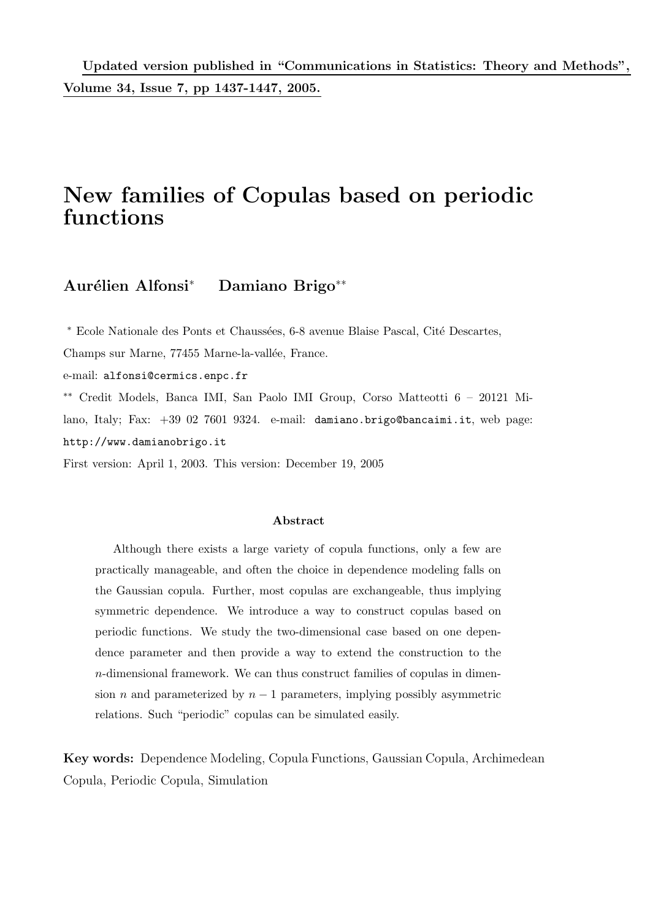**Updated version published in "Communications in Statistics: Theory and Methods", Volume 34, Issue 7, pp 1437-1447, 2005.**

# New families of Copulas based on periodic functions

**Aurélien Alfonsi*** **Damiano Brigo****

* Ecole Nationale des Ponts et Chaussées, 6-8 avenue Blaise Pascal, Cité Descartes, Champs sur Marne, 77455 Marne-la-vallée, France.

e-mail: alfonsi@cermics.enpc.fr

** Credit Models, Banca IMI, San Paolo IMI Group, Corso Matteotti 6 – 20121 Milano, Italy; Fax: +39 02 7601 9324. e-mail: damiano.brigo@bancaimi.it, web page: http://www.damianobrigo.it

First version: April 1, 2003. This version: December 19, 2005

**Abstract**

Although there exists a large variety of copula functions, only a few are practically manageable, and often the choice in dependence modeling falls on the Gaussian copula. Further, most copulas are exchangeable, thus implying symmetric dependence. We introduce a way to construct copulas based on periodic functions. We study the two-dimensional case based on one dependence parameter and then provide a way to extend the construction to the $n$-dimensional framework. We can thus construct families of copulas in dimension $n$ and parameterized by $n-1$ parameters, implying possibly asymmetric relations. Such "periodic" copulas can be simulated easily.

**Key words:** Dependence Modeling, Copula Functions, Gaussian Copula, Archimedean Copula, Periodic Copula, Simulation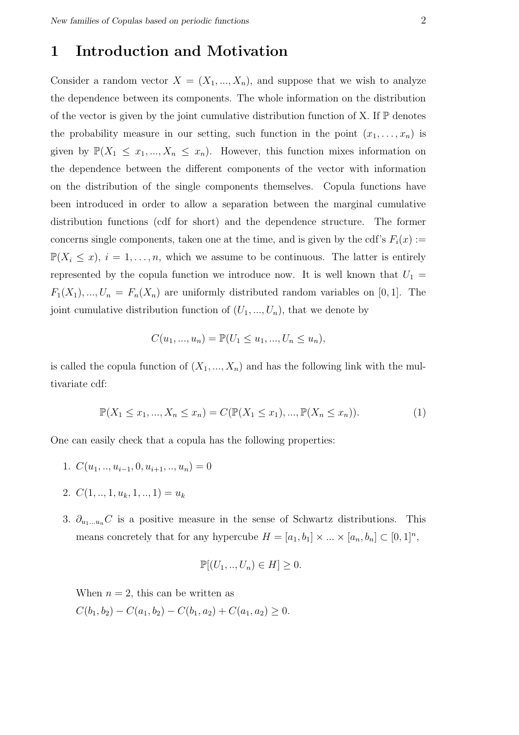# 1 Introduction and Motivation

Consider a random vector $X = (X_1, ..., X_n)$, and suppose that we wish to analyze the dependence between its components. The whole information on the distribution of the vector is given by the joint cumulative distribution function of X. If $\mathbb{P}$ denotes the probability measure in our setting, such function in the point $(x_1, \ldots, x_n)$ is given by $\mathbb{P}(X_1 \leq x_1, ..., X_n \leq x_n)$. However, this function mixes information on the dependence between the different components of the vector with information on the distribution of the single components themselves. Copula functions have been introduced in order to allow a separation between the marginal cumulative distribution functions (cdf for short) and the dependence structure. The former concerns single components, taken one at the time, and is given by the cdf's $F_i(x) := \mathbb{P}(X_i \leq x)$, $i = 1, \ldots, n$, which we assume to be continuous. The latter is entirely represented by the copula function we introduce now. It is well known that $U_1 = F_1(X_1), ..., U_n = F_n(X_n)$ are uniformly distributed random variables on $[0, 1]$. The joint cumulative distribution function of $(U_1, ..., U_n)$, that we denote by

$$C(u_1, ..., u_n) = \mathbb{P}(U_1 \leq u_1, ..., U_n \leq u_n),$$

is called the copula function of $(X_1, ..., X_n)$ and has the following link with the multivariate cdf:

$$\mathbb{P}(X_1 \leq x_1, ..., X_n \leq x_n) = C(\mathbb{P}(X_1 \leq x_1), ..., \mathbb{P}(X_n \leq x_n)). \tag{1}$$

One can easily check that a copula has the following properties:

1. $C(u_1, .., u_{i-1}, 0, u_{i+1}, .., u_n) = 0$
2. $C(1, .., 1, u_k, 1, .., 1) = u_k$
3. $\partial_{u_1 \ldots u_n} C$ is a positive measure in the sense of Schwartz distributions. This means concretely that for any hypercube $H = [a_1, b_1] \times ... \times [a_n, b_n] \subset [0, 1]^n$,

   $$\mathbb{P}[(U_1, .., U_n) \in H] \geq 0.$$

   When $n = 2$, this can be written as
   $C(b_1, b_2) - C(a_1, b_2) - C(b_1, a_2) + C(a_1, a_2) \geq 0.$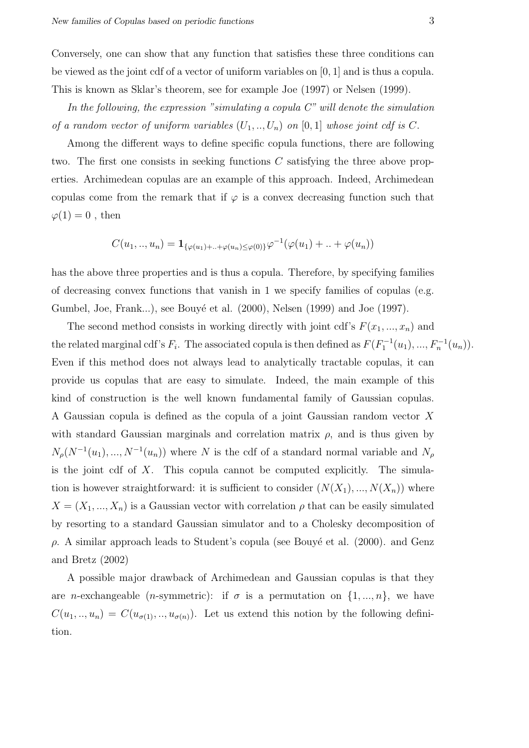Conversely, one can show that any function that satisfies these three conditions can be viewed as the joint cdf of a vector of uniform variables on $[0, 1]$ and is thus a copula. This is known as Sklar's theorem, see for example Joe (1997) or Nelsen (1999).

*In the following, the expression "simulating a copula $C$" will denote the simulation of a random vector of uniform variables $(U_1, .., U_n)$ on $[0, 1]$ whose joint cdf is $C$.*

Among the different ways to define specific copula functions, there are following two. The first one consists in seeking functions $C$ satisfying the three above properties. Archimedean copulas are an example of this approach. Indeed, Archimedean copulas come from the remark that if $\varphi$ is a convex decreasing function such that $\varphi(1) = 0$ , then

$$C(u_1, .., u_n) = \mathbf{1}_{\{\varphi(u_1)+..+\varphi(u_n)\leq\varphi(0)\}}\varphi^{-1}(\varphi(u_1) + .. + \varphi(u_n))$$

has the above three properties and is thus a copula. Therefore, by specifying families of decreasing convex functions that vanish in 1 we specify families of copulas (e.g. Gumbel, Joe, Frank...), see Bouyé et al. (2000), Nelsen (1999) and Joe (1997).

The second method consists in working directly with joint cdf's $F(x_1, ..., x_n)$ and the related marginal cdf's $F_i$. The associated copula is then defined as $F(F_1^{-1}(u_1), ..., F_n^{-1}(u_n))$. Even if this method does not always lead to analytically tractable copulas, it can provide us copulas that are easy to simulate. Indeed, the main example of this kind of construction is the well known fundamental family of Gaussian copulas. A Gaussian copula is defined as the copula of a joint Gaussian random vector $X$ with standard Gaussian marginals and correlation matrix $\rho$, and is thus given by $N_\rho(N^{-1}(u_1), ..., N^{-1}(u_n))$ where $N$ is the cdf of a standard normal variable and $N_\rho$ is the joint cdf of $X$. This copula cannot be computed explicitly. The simulation is however straightforward: it is sufficient to consider $(N(X_1), ..., N(X_n))$ where $X = (X_1, ..., X_n)$ is a Gaussian vector with correlation $\rho$ that can be easily simulated by resorting to a standard Gaussian simulator and to a Cholesky decomposition of $\rho$. A similar approach leads to Student's copula (see Bouyé et al. (2000). and Genz and Bretz (2002)

A possible major drawback of Archimedean and Gaussian copulas is that they are $n$-exchangeable ($n$-symmetric): if $\sigma$ is a permutation on $\{1, ..., n\}$, we have $C(u_1, .., u_n) = C(u_{\sigma(1)}, .., u_{\sigma(n)})$. Let us extend this notion by the following definition.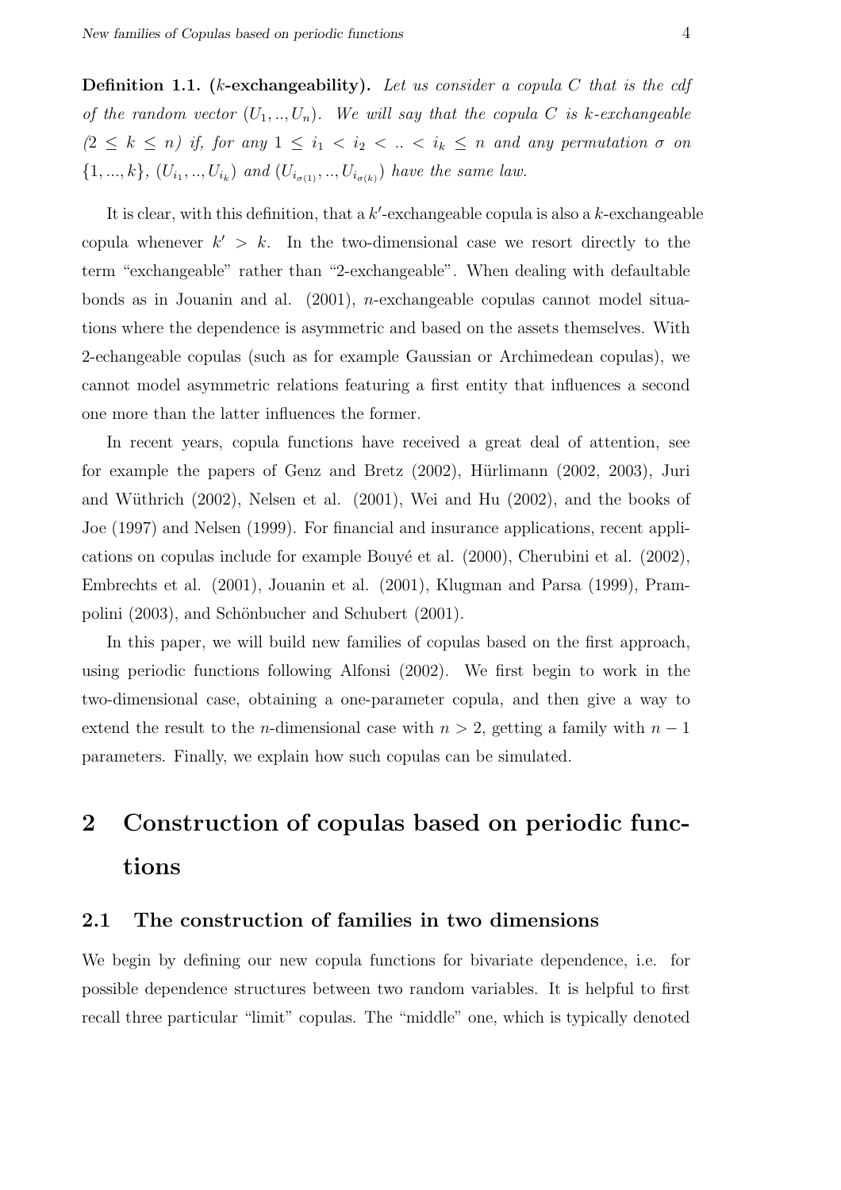**Definition 1.1. ($k$-exchangeability).** *Let us consider a copula $C$ that is the cdf of the random vector $(U_1, .., U_n)$. We will say that the copula $C$ is $k$-exchangeable ($2 \leq k \leq n$) if, for any $1 \leq i_1 < i_2 < .. < i_k \leq n$ and any permutation $\sigma$ on $\{1, ..., k\}$, $(U_{i_1}, .., U_{i_k})$ and $(U_{i_{\sigma(1)}}, .., U_{i_{\sigma(k)}})$ have the same law.*

It is clear, with this definition, that a $k'$-exchangeable copula is also a $k$-exchangeable copula whenever $k' > k$. In the two-dimensional case we resort directly to the term "exchangeable" rather than "2-exchangeable". When dealing with defaultable bonds as in Jouanin and al. (2001), $n$-exchangeable copulas cannot model situations where the dependence is asymmetric and based on the assets themselves. With 2-echangeable copulas (such as for example Gaussian or Archimedean copulas), we cannot model asymmetric relations featuring a first entity that influences a second one more than the latter influences the former.

In recent years, copula functions have received a great deal of attention, see for example the papers of Genz and Bretz (2002), Hürlimann (2002, 2003), Juri and Wüthrich (2002), Nelsen et al. (2001), Wei and Hu (2002), and the books of Joe (1997) and Nelsen (1999). For financial and insurance applications, recent applications on copulas include for example Bouyé et al. (2000), Cherubini et al. (2002), Embrechts et al. (2001), Jouanin et al. (2001), Klugman and Parsa (1999), Prampolini (2003), and Schönbucher and Schubert (2001).

In this paper, we will build new families of copulas based on the first approach, using periodic functions following Alfonsi (2002). We first begin to work in the two-dimensional case, obtaining a one-parameter copula, and then give a way to extend the result to the $n$-dimensional case with $n > 2$, getting a family with $n - 1$ parameters. Finally, we explain how such copulas can be simulated.

# 2 Construction of copulas based on periodic functions

## 2.1 The construction of families in two dimensions

We begin by defining our new copula functions for bivariate dependence, i.e. for possible dependence structures between two random variables. It is helpful to first recall three particular "limit" copulas. The "middle" one, which is typically denoted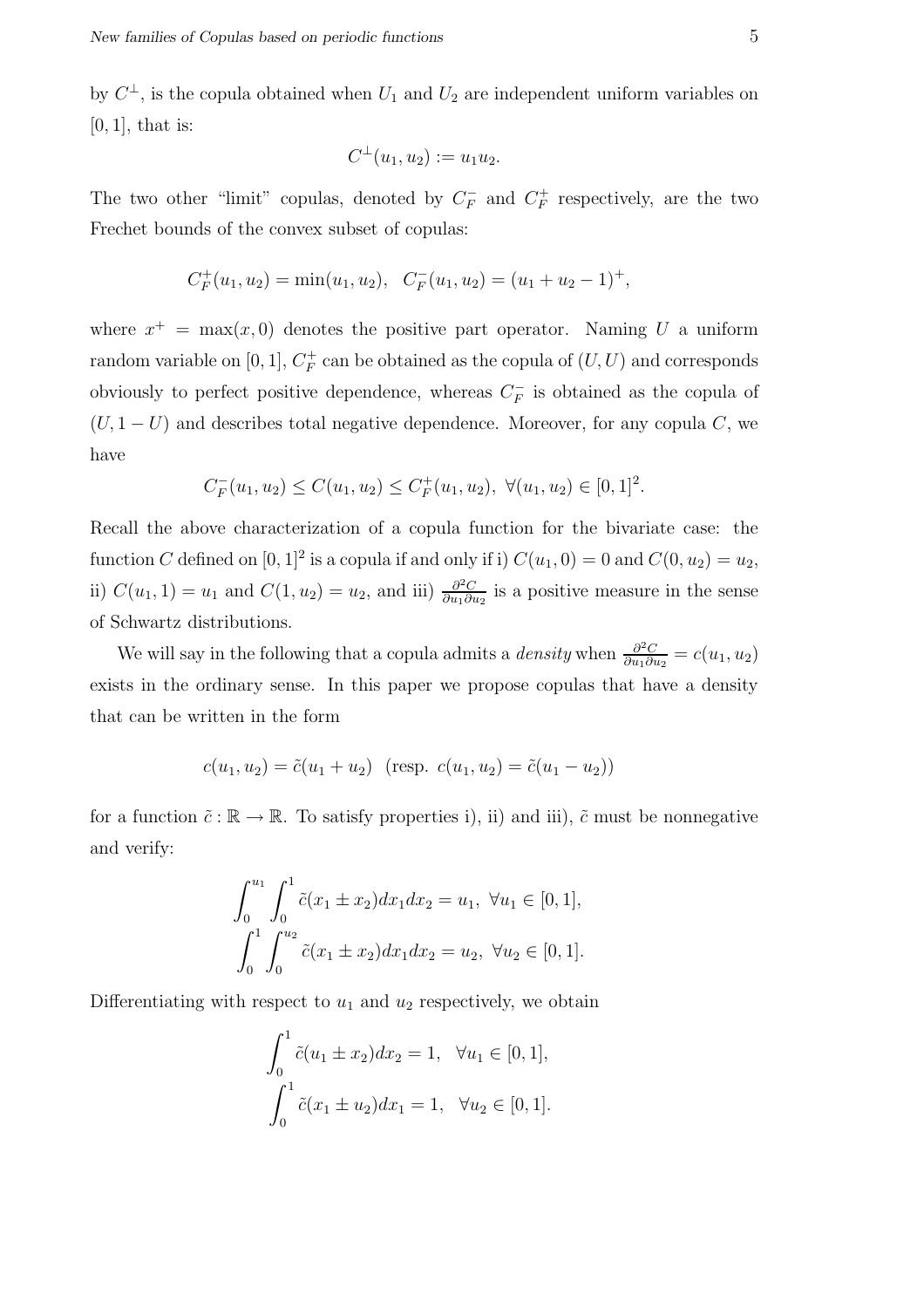by $C^{\perp}$, is the copula obtained when $U_1$ and $U_2$ are independent uniform variables on $[0,1]$, that is:

$$C^{\perp}(u_1, u_2) := u_1 u_2.$$

The two other "limit" copulas, denoted by $C_F^-$ and $C_F^+$ respectively, are the two Frechet bounds of the convex subset of copulas:

$$C_F^+(u_1, u_2) = \min(u_1, u_2), \quad C_F^-(u_1, u_2) = (u_1 + u_2 - 1)^+,$$

where $x^+ = \max(x, 0)$ denotes the positive part operator. Naming $U$ a uniform random variable on $[0,1]$, $C_F^+$ can be obtained as the copula of $(U, U)$ and corresponds obviously to perfect positive dependence, whereas $C_F^-$ is obtained as the copula of $(U, 1-U)$ and describes total negative dependence. Moreover, for any copula $C$, we have

$$C_F^-(u_1, u_2) \leq C(u_1, u_2) \leq C_F^+(u_1, u_2), \ \forall (u_1, u_2) \in [0,1]^2.$$

Recall the above characterization of a copula function for the bivariate case: the function $C$ defined on $[0,1]^2$ is a copula if and only if i) $C(u_1, 0) = 0$ and $C(0, u_2) = u_2$, ii) $C(u_1, 1) = u_1$ and $C(1, u_2) = u_2$, and iii) $\frac{\partial^2 C}{\partial u_1 \partial u_2}$ is a positive measure in the sense of Schwartz distributions.

We will say in the following that a copula admits a *density* when $\frac{\partial^2 C}{\partial u_1 \partial u_2} = c(u_1, u_2)$ exists in the ordinary sense. In this paper we propose copulas that have a density that can be written in the form

$$c(u_1, u_2) = \tilde{c}(u_1 + u_2) \ \ (\text{resp. } c(u_1, u_2) = \tilde{c}(u_1 - u_2))$$

for a function $\tilde{c} : \mathbb{R} \to \mathbb{R}$. To satisfy properties i), ii) and iii), $\tilde{c}$ must be nonnegative and verify:

$$\int_0^{u_1} \int_0^1 \tilde{c}(x_1 \pm x_2) dx_1 dx_2 = u_1, \ \forall u_1 \in [0,1],$$
$$\int_0^1 \int_0^{u_2} \tilde{c}(x_1 \pm x_2) dx_1 dx_2 = u_2, \ \forall u_2 \in [0,1].$$

Differentiating with respect to $u_1$ and $u_2$ respectively, we obtain

$$\int_0^1 \tilde{c}(u_1 \pm x_2) dx_2 = 1, \quad \forall u_1 \in [0,1],$$
$$\int_0^1 \tilde{c}(x_1 \pm u_2) dx_1 = 1, \quad \forall u_2 \in [0,1].$$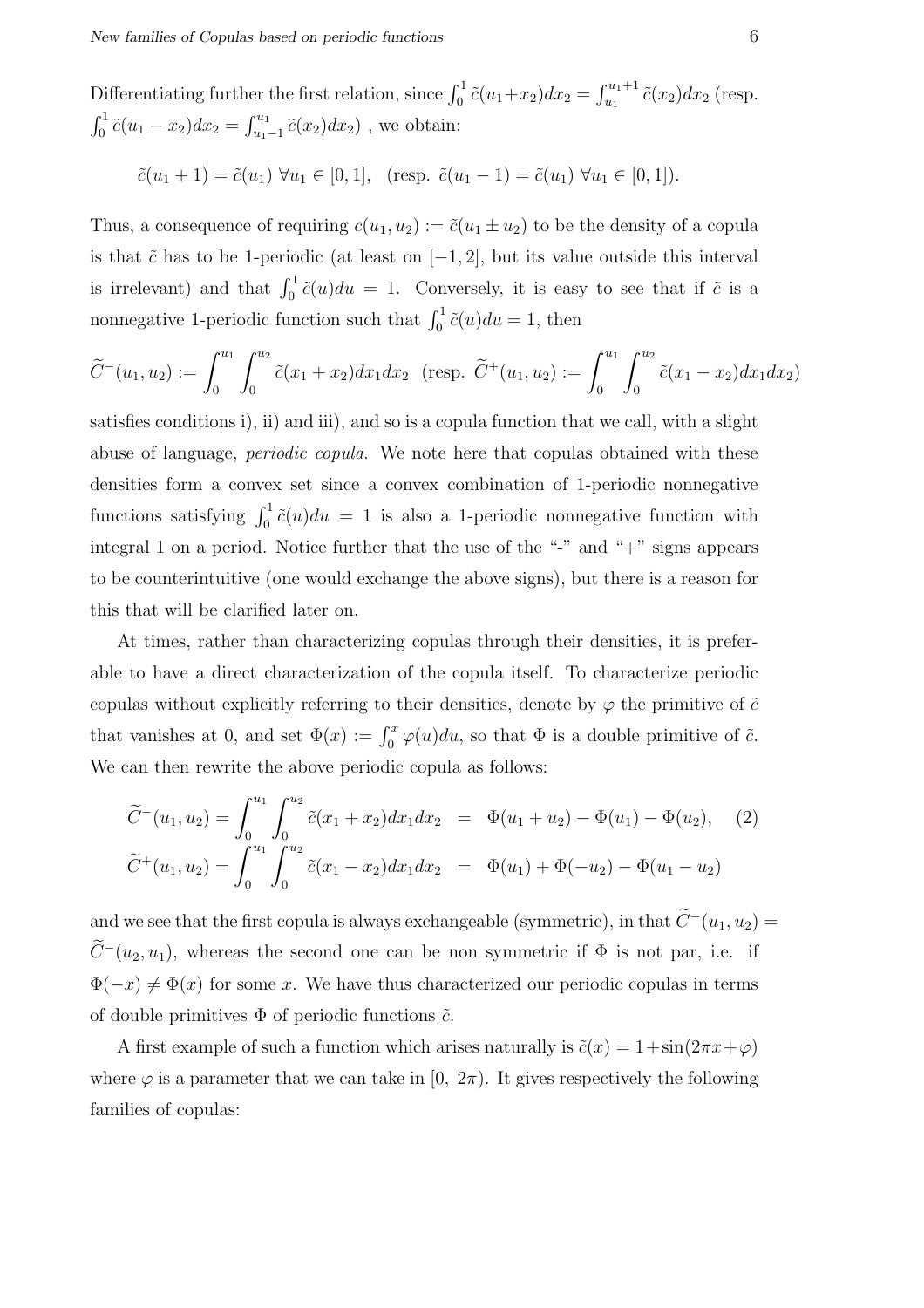Differentiating further the first relation, since $\int_0^1 \tilde{c}(u_1+x_2)dx_2 = \int_{u_1}^{u_1+1} \tilde{c}(x_2)dx_2$ (resp. $\int_0^1 \tilde{c}(u_1 - x_2)dx_2 = \int_{u_1-1}^{u_1} \tilde{c}(x_2)dx_2$) , we obtain:

$$\tilde{c}(u_1 + 1) = \tilde{c}(u_1) \ \forall u_1 \in [0, 1], \quad (\text{resp. } \tilde{c}(u_1 - 1) = \tilde{c}(u_1) \ \forall u_1 \in [0, 1]).$$

Thus, a consequence of requiring $c(u_1, u_2) := \tilde{c}(u_1 \pm u_2)$ to be the density of a copula is that $\tilde{c}$ has to be 1-periodic (at least on $[-1, 2]$, but its value outside this interval is irrelevant) and that $\int_0^1 \tilde{c}(u)du = 1$. Conversely, it is easy to see that if $\tilde{c}$ is a nonnegative 1-periodic function such that $\int_0^1 \tilde{c}(u)du = 1$, then

$$\widetilde{C}^-(u_1, u_2) := \int_0^{u_1} \int_0^{u_2} \tilde{c}(x_1 + x_2)dx_1dx_2 \quad (\text{resp. } \widetilde{C}^+(u_1, u_2) := \int_0^{u_1} \int_0^{u_2} \tilde{c}(x_1 - x_2)dx_1dx_2)$$

satisfies conditions i), ii) and iii), and so is a copula function that we call, with a slight abuse of language, *periodic copula*. We note here that copulas obtained with these densities form a convex set since a convex combination of 1-periodic nonnegative functions satisfying $\int_0^1 \tilde{c}(u)du = 1$ is also a 1-periodic nonnegative function with integral 1 on a period. Notice further that the use of the "-" and "+" signs appears to be counterintuitive (one would exchange the above signs), but there is a reason for this that will be clarified later on.

At times, rather than characterizing copulas through their densities, it is preferable to have a direct characterization of the copula itself. To characterize periodic copulas without explicitly referring to their densities, denote by $\varphi$ the primitive of $\tilde{c}$ that vanishes at 0, and set $\Phi(x) := \int_0^x \varphi(u)du$, so that $\Phi$ is a double primitive of $\tilde{c}$. We can then rewrite the above periodic copula as follows:

$$\begin{aligned} \widetilde{C}^-(u_1, u_2) = \int_0^{u_1} \int_0^{u_2} \tilde{c}(x_1 + x_2)dx_1dx_2 &= \Phi(u_1 + u_2) - \Phi(u_1) - \Phi(u_2), \qquad (2) \\ \widetilde{C}^+(u_1, u_2) = \int_0^{u_1} \int_0^{u_2} \tilde{c}(x_1 - x_2)dx_1dx_2 &= \Phi(u_1) + \Phi(-u_2) - \Phi(u_1 - u_2) \end{aligned}$$

and we see that the first copula is always exchangeable (symmetric), in that $\widetilde{C}^-(u_1, u_2) = \widetilde{C}^-(u_2, u_1)$, whereas the second one can be non symmetric if $\Phi$ is not par, i.e. if $\Phi(-x) \neq \Phi(x)$ for some $x$. We have thus characterized our periodic copulas in terms of double primitives $\Phi$ of periodic functions $\tilde{c}$.

A first example of such a function which arises naturally is $\tilde{c}(x) = 1+\sin(2\pi x+\varphi)$ where $\varphi$ is a parameter that we can take in $[0, \ 2\pi)$. It gives respectively the following families of copulas: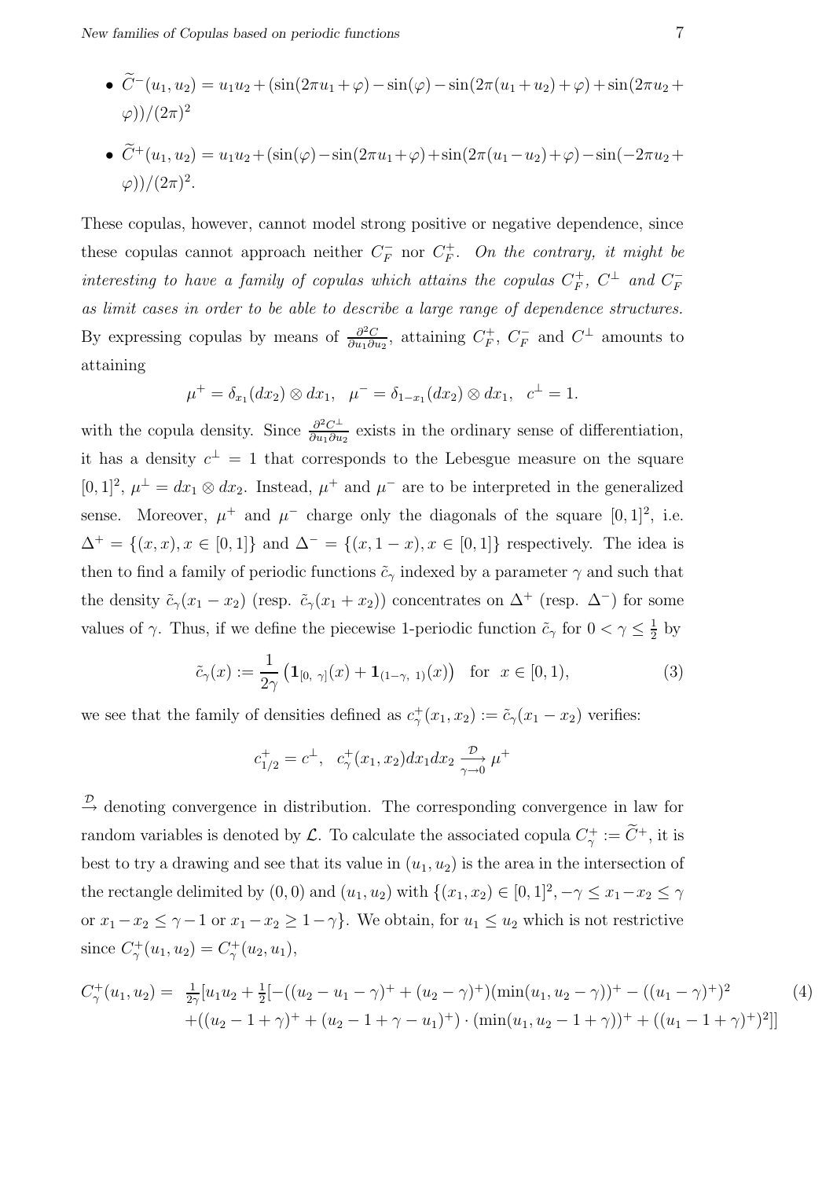- $\widetilde{C}^-(u_1, u_2) = u_1u_2 + (\sin(2\pi u_1 + \varphi) - \sin(\varphi) - \sin(2\pi(u_1 + u_2) + \varphi) + \sin(2\pi u_2 + \varphi))/(2\pi)^2$
- $\widetilde{C}^+(u_1, u_2) = u_1u_2 + (\sin(\varphi) - \sin(2\pi u_1 + \varphi) + \sin(2\pi(u_1 - u_2) + \varphi) - \sin(-2\pi u_2 + \varphi))/(2\pi)^2$.

These copulas, however, cannot model strong positive or negative dependence, since these copulas cannot approach neither $C_F^-$ nor $C_F^+$. *On the contrary, it might be interesting to have a family of copulas which attains the copulas $C_F^+$, $C^\perp$ and $C_F^-$ as limit cases in order to be able to describe a large range of dependence structures.* By expressing copulas by means of $\frac{\partial^2 C}{\partial u_1 \partial u_2}$, attaining $C_F^+$, $C_F^-$ and $C^\perp$ amounts to attaining

$$\mu^+ = \delta_{x_1}(dx_2) \otimes dx_1, \quad \mu^- = \delta_{1-x_1}(dx_2) \otimes dx_1, \quad c^\perp = 1.$$

with the copula density. Since $\frac{\partial^2 C^\perp}{\partial u_1 \partial u_2}$ exists in the ordinary sense of differentiation, it has a density $c^\perp = 1$ that corresponds to the Lebesgue measure on the square $[0,1]^2$, $\mu^\perp = dx_1 \otimes dx_2$. Instead, $\mu^+$ and $\mu^-$ are to be interpreted in the generalized sense. Moreover, $\mu^+$ and $\mu^-$ charge only the diagonals of the square $[0,1]^2$, i.e. $\Delta^+ = \{(x,x), x \in [0,1]\}$ and $\Delta^- = \{(x, 1-x), x \in [0,1]\}$ respectively. The idea is then to find a family of periodic functions $\tilde{c}_\gamma$ indexed by a parameter $\gamma$ and such that the density $\tilde{c}_\gamma(x_1 - x_2)$ (resp. $\tilde{c}_\gamma(x_1 + x_2)$) concentrates on $\Delta^+$ (resp. $\Delta^-$) for some values of $\gamma$. Thus, if we define the piecewise 1-periodic function $\tilde{c}_\gamma$ for $0 < \gamma \leq \frac{1}{2}$ by

$$\tilde{c}_\gamma(x) := \frac{1}{2\gamma}\left(\mathbf{1}_{[0,\ \gamma]}(x) + \mathbf{1}_{(1-\gamma,\ 1)}(x)\right) \quad \text{for} \quad x \in [0,1), \tag{3}$$

we see that the family of densities defined as $c_\gamma^+(x_1, x_2) := \tilde{c}_\gamma(x_1 - x_2)$ verifies:

$$c_{1/2}^+ = c^\perp, \quad c_\gamma^+(x_1, x_2)dx_1dx_2 \xrightarrow[\gamma \to 0]{\mathcal{D}} \mu^+$$

$\xrightarrow{\mathcal{D}}$ denoting convergence in distribution. The corresponding convergence in law for random variables is denoted by $\mathcal{L}$. To calculate the associated copula $C_\gamma^+ := \widetilde{C}^+$, it is best to try a drawing and see that its value in $(u_1, u_2)$ is the area in the intersection of the rectangle delimited by $(0,0)$ and $(u_1, u_2)$ with $\{(x_1, x_2) \in [0,1]^2, -\gamma \leq x_1 - x_2 \leq \gamma$ or $x_1 - x_2 \leq \gamma - 1$ or $x_1 - x_2 \geq 1 - \gamma\}$. We obtain, for $u_1 \leq u_2$ which is not restrictive since $C_\gamma^+(u_1, u_2) = C_\gamma^+(u_2, u_1)$,

$$\begin{aligned} C_\gamma^+(u_1, u_2) = \; & \tfrac{1}{2\gamma}[u_1u_2 + \tfrac{1}{2}[-((u_2 - u_1 - \gamma)^+ + (u_2 - \gamma)^+)(\min(u_1, u_2 - \gamma))^+ - ((u_1 - \gamma)^+)^2 \\ & + ((u_2 - 1 + \gamma)^+ + (u_2 - 1 + \gamma - u_1)^+) \cdot (\min(u_1, u_2 - 1 + \gamma))^+ + ((u_1 - 1 + \gamma)^+)^2]] \end{aligned} \tag{4}$$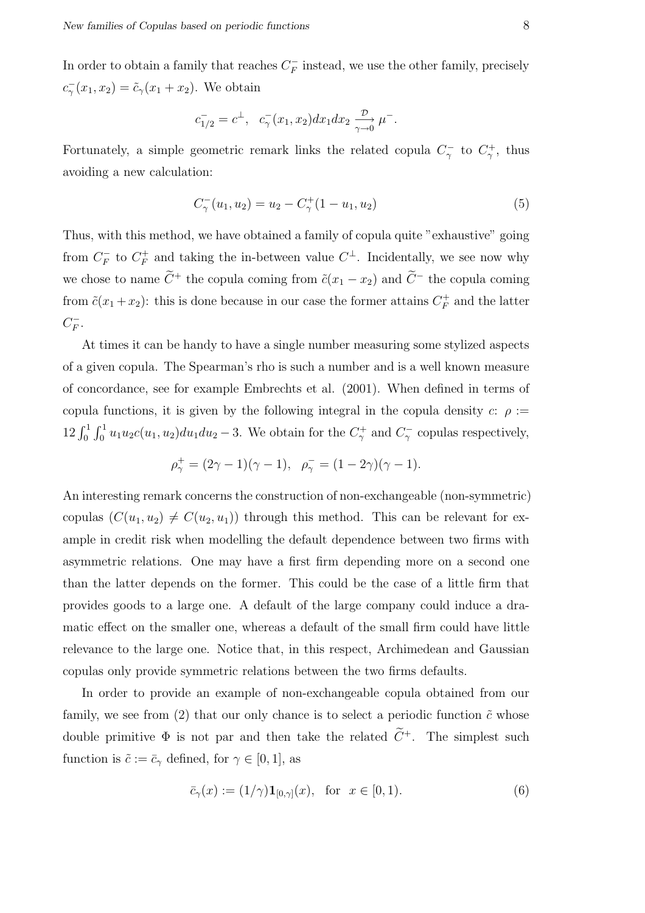In order to obtain a family that reaches $C_F^-$ instead, we use the other family, precisely $c_\gamma^-(x_1, x_2) = \tilde{c}_\gamma(x_1 + x_2)$. We obtain

$$c_{1/2}^- = c^\perp, \quad c_\gamma^-(x_1, x_2)dx_1dx_2 \xrightarrow[\gamma \to 0]{\mathcal{D}} \mu^-.$$

Fortunately, a simple geometric remark links the related copula $C_\gamma^-$ to $C_\gamma^+$, thus avoiding a new calculation:

$$C_\gamma^-(u_1, u_2) = u_2 - C_\gamma^+(1 - u_1, u_2) \tag{5}$$

Thus, with this method, we have obtained a family of copula quite "exhaustive" going from $C_F^-$ to $C_F^+$ and taking the in-between value $C^\perp$. Incidentally, we see now why we chose to name $\widetilde{C}^+$ the copula coming from $\tilde{c}(x_1 - x_2)$ and $\widetilde{C}^-$ the copula coming from $\tilde{c}(x_1 + x_2)$: this is done because in our case the former attains $C_F^+$ and the latter $C_F^-$.

At times it can be handy to have a single number measuring some stylized aspects of a given copula. The Spearman's rho is such a number and is a well known measure of concordance, see for example Embrechts et al. (2001). When defined in terms of copula functions, it is given by the following integral in the copula density $c$: $\rho := 12 \int_0^1 \int_0^1 u_1 u_2 c(u_1, u_2) du_1 du_2 - 3$. We obtain for the $C_\gamma^+$ and $C_\gamma^-$ copulas respectively,

$$\rho_\gamma^+ = (2\gamma - 1)(\gamma - 1), \quad \rho_\gamma^- = (1 - 2\gamma)(\gamma - 1).$$

An interesting remark concerns the construction of non-exchangeable (non-symmetric) copulas ($C(u_1, u_2) \neq C(u_2, u_1)$) through this method. This can be relevant for example in credit risk when modelling the default dependence between two firms with asymmetric relations. One may have a first firm depending more on a second one than the latter depends on the former. This could be the case of a little firm that provides goods to a large one. A default of the large company could induce a dramatic effect on the smaller one, whereas a default of the small firm could have little relevance to the large one. Notice that, in this respect, Archimedean and Gaussian copulas only provide symmetric relations between the two firms defaults.

In order to provide an example of non-exchangeable copula obtained from our family, we see from (2) that our only chance is to select a periodic function $\tilde{c}$ whose double primitive $\Phi$ is not par and then take the related $\widetilde{C}^+$. The simplest such function is $\tilde{c} := \bar{c}_\gamma$ defined, for $\gamma \in [0, 1]$, as

$$\bar{c}_\gamma(x) := (1/\gamma)\mathbf{1}_{[0,\gamma]}(x), \quad \text{for} \quad x \in [0, 1). \tag{6}$$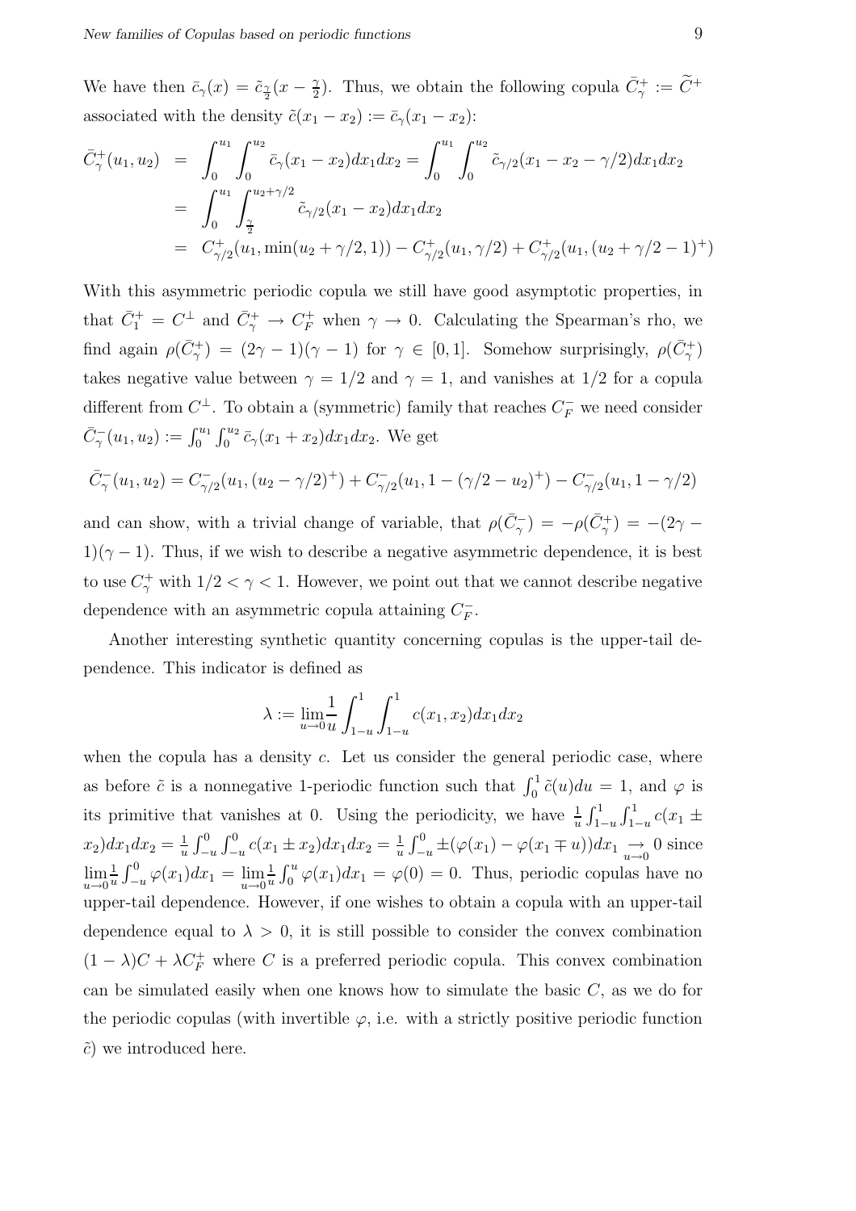We have then $\bar{c}_\gamma(x) = \tilde{c}_{\frac{\gamma}{2}}(x - \frac{\gamma}{2})$. Thus, we obtain the following copula $\bar{C}^+_\gamma := \widetilde{C}^+$ associated with the density $\tilde{c}(x_1 - x_2) := \bar{c}_\gamma(x_1 - x_2)$:

$$
\begin{aligned}
\bar{C}^+_\gamma(u_1, u_2) &= \int_0^{u_1} \int_0^{u_2} \bar{c}_\gamma(x_1 - x_2) dx_1 dx_2 = \int_0^{u_1} \int_0^{u_2} \tilde{c}_{\gamma/2}(x_1 - x_2 - \gamma/2) dx_1 dx_2 \\
&= \int_0^{u_1} \int_{\frac{\gamma}{2}}^{u_2 + \gamma/2} \tilde{c}_{\gamma/2}(x_1 - x_2) dx_1 dx_2 \\
&= C^+_{\gamma/2}(u_1, \min(u_2 + \gamma/2, 1)) - C^+_{\gamma/2}(u_1, \gamma/2) + C^+_{\gamma/2}(u_1, (u_2 + \gamma/2 - 1)^+)
\end{aligned}
$$

With this asymmetric periodic copula we still have good asymptotic properties, in that $\bar{C}^+_1 = C^\perp$ and $\bar{C}^+_\gamma \to C^+_F$ when $\gamma \to 0$. Calculating the Spearman's rho, we find again $\rho(\bar{C}^+_\gamma) = (2\gamma - 1)(\gamma - 1)$ for $\gamma \in [0, 1]$. Somehow surprisingly, $\rho(\bar{C}^+_\gamma)$ takes negative value between $\gamma = 1/2$ and $\gamma = 1$, and vanishes at $1/2$ for a copula different from $C^\perp$. To obtain a (symmetric) family that reaches $C^-_F$ we need consider $\bar{C}^-_\gamma(u_1, u_2) := \int_0^{u_1} \int_0^{u_2} \bar{c}_\gamma(x_1 + x_2) dx_1 dx_2$. We get

$$
\bar{C}^-_\gamma(u_1, u_2) = C^-_{\gamma/2}(u_1, (u_2 - \gamma/2)^+) + C^-_{\gamma/2}(u_1, 1 - (\gamma/2 - u_2)^+) - C^-_{\gamma/2}(u_1, 1 - \gamma/2)
$$

and can show, with a trivial change of variable, that $\rho(\bar{C}^-_\gamma) = -\rho(\bar{C}^+_\gamma) = -(2\gamma - 1)(\gamma - 1)$. Thus, if we wish to describe a negative asymmetric dependence, it is best to use $C^+_\gamma$ with $1/2 < \gamma < 1$. However, we point out that we cannot describe negative dependence with an asymmetric copula attaining $C^-_F$.

Another interesting synthetic quantity concerning copulas is the upper-tail dependence. This indicator is defined as

$$
\lambda := \lim_{u \to 0} \frac{1}{u} \int_{1-u}^1 \int_{1-u}^1 c(x_1, x_2) dx_1 dx_2
$$

when the copula has a density $c$. Let us consider the general periodic case, where as before $\tilde{c}$ is a nonnegative 1-periodic function such that $\int_0^1 \tilde{c}(u) du = 1$, and $\varphi$ is its primitive that vanishes at 0. Using the periodicity, we have $\frac{1}{u} \int_{1-u}^1 \int_{1-u}^1 c(x_1 \pm x_2) dx_1 dx_2 = \frac{1}{u} \int_{-u}^0 \int_{-u}^0 c(x_1 \pm x_2) dx_1 dx_2 = \frac{1}{u} \int_{-u}^0 \pm(\varphi(x_1) - \varphi(x_1 \mp u)) dx_1 \underset{u \to 0}{\to} 0$ since $\lim_{u \to 0} \frac{1}{u} \int_{-u}^0 \varphi(x_1) dx_1 = \lim_{u \to 0} \frac{1}{u} \int_0^u \varphi(x_1) dx_1 = \varphi(0) = 0$. Thus, periodic copulas have no upper-tail dependence. However, if one wishes to obtain a copula with an upper-tail dependence equal to $\lambda > 0$, it is still possible to consider the convex combination $(1 - \lambda)C + \lambda C^+_F$ where $C$ is a preferred periodic copula. This convex combination can be simulated easily when one knows how to simulate the basic $C$, as we do for the periodic copulas (with invertible $\varphi$, i.e. with a strictly positive periodic function $\tilde{c}$) we introduced here.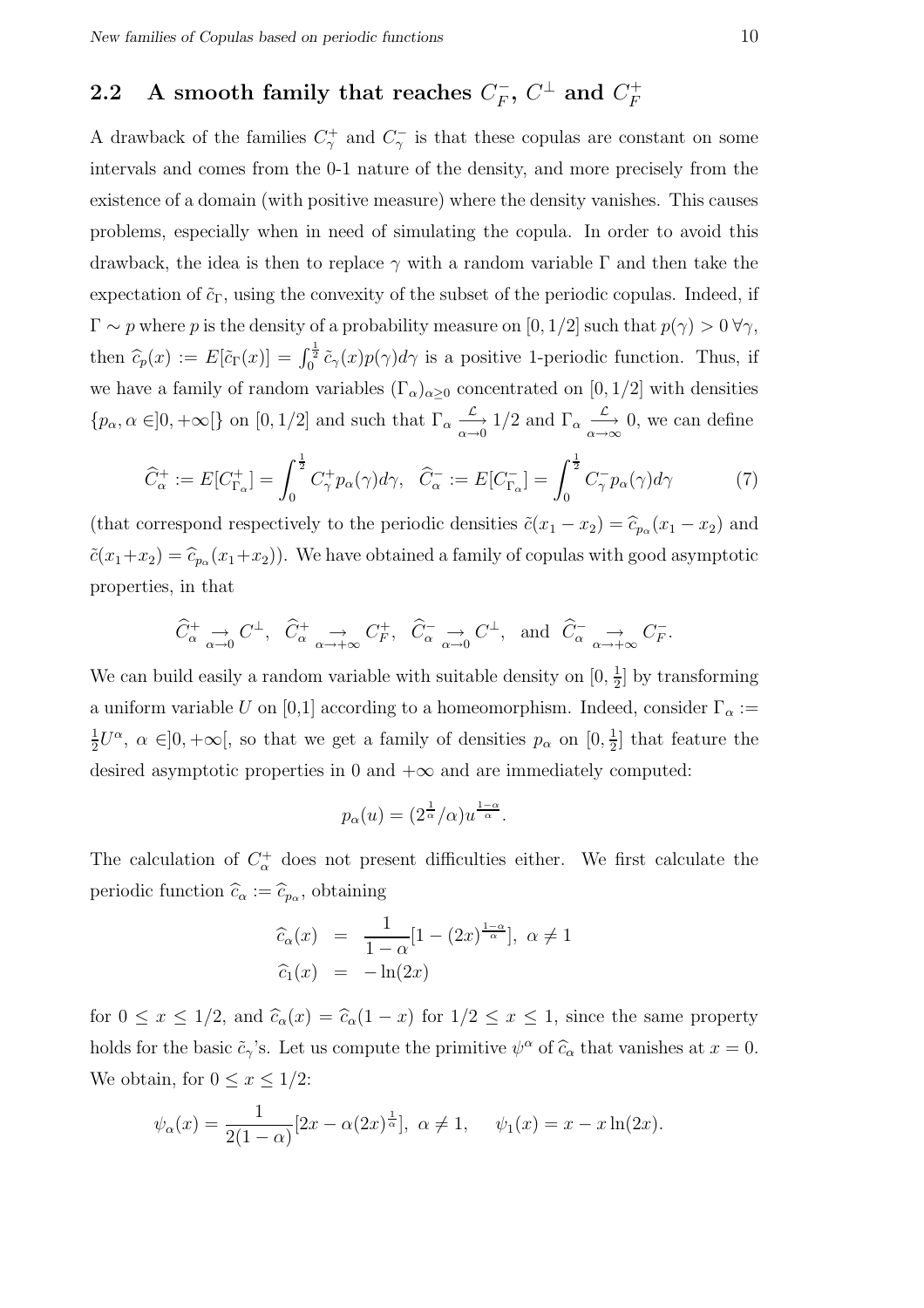## 2.2 A smooth family that reaches $C_F^-$, $C^\perp$ and $C_F^+$

A drawback of the families $C_\gamma^+$ and $C_\gamma^-$ is that these copulas are constant on some intervals and comes from the 0-1 nature of the density, and more precisely from the existence of a domain (with positive measure) where the density vanishes. This causes problems, especially when in need of simulating the copula. In order to avoid this drawback, the idea is then to replace $\gamma$ with a random variable $\Gamma$ and then take the expectation of $\tilde{c}_\Gamma$, using the convexity of the subset of the periodic copulas. Indeed, if $\Gamma \sim p$ where $p$ is the density of a probability measure on $[0, 1/2]$ such that $p(\gamma) > 0 \; \forall \gamma$, then $\widehat{c}_p(x) := E[\tilde{c}_\Gamma(x)] = \int_0^{\frac{1}{2}} \tilde{c}_\gamma(x) p(\gamma) d\gamma$ is a positive 1-periodic function. Thus, if we have a family of random variables $(\Gamma_\alpha)_{\alpha \geq 0}$ concentrated on $[0, 1/2]$ with densities $\{p_\alpha, \alpha \in ]0, +\infty[\}$ on $[0, 1/2]$ and such that $\Gamma_\alpha \xrightarrow[\alpha \to 0]{\mathcal{L}} 1/2$ and $\Gamma_\alpha \xrightarrow[\alpha \to \infty]{\mathcal{L}} 0$, we can define

$$\widehat{C}_\alpha^+ := E[C_{\Gamma_\alpha}^+] = \int_0^{\frac{1}{2}} C_\gamma^+ p_\alpha(\gamma) d\gamma, \quad \widehat{C}_\alpha^- := E[C_{\Gamma_\alpha}^-] = \int_0^{\frac{1}{2}} C_\gamma^- p_\alpha(\gamma) d\gamma \tag{7}$$

(that correspond respectively to the periodic densities $\tilde{c}(x_1 - x_2) = \widehat{c}_{p_\alpha}(x_1 - x_2)$ and $\tilde{c}(x_1 + x_2) = \widehat{c}_{p_\alpha}(x_1 + x_2)$). We have obtained a family of copulas with good asymptotic properties, in that

$$\widehat{C}_\alpha^+ \underset{\alpha \to 0}{\to} C^\perp, \quad \widehat{C}_\alpha^+ \underset{\alpha \to +\infty}{\to} C_F^+, \quad \widehat{C}_\alpha^- \underset{\alpha \to 0}{\to} C^\perp, \quad \text{and} \quad \widehat{C}_\alpha^- \underset{\alpha \to +\infty}{\to} C_F^-.$$

We can build easily a random variable with suitable density on $[0, \frac{1}{2}]$ by transforming a uniform variable $U$ on [0,1] according to a homeomorphism. Indeed, consider $\Gamma_\alpha := \frac{1}{2} U^\alpha$, $\alpha \in ]0, +\infty[$, so that we get a family of densities $p_\alpha$ on $[0, \frac{1}{2}]$ that feature the desired asymptotic properties in 0 and $+\infty$ and are immediately computed:

$$p_\alpha(u) = (2^{\frac{1}{\alpha}}/\alpha) u^{\frac{1-\alpha}{\alpha}}.$$

The calculation of $C_\alpha^+$ does not present difficulties either. We first calculate the periodic function $\widehat{c}_\alpha := \widehat{c}_{p_\alpha}$, obtaining

$$\begin{aligned} \widehat{c}_\alpha(x) &= \frac{1}{1-\alpha}[1 - (2x)^{\frac{1-\alpha}{\alpha}}], \; \alpha \neq 1 \\ \widehat{c}_1(x) &= -\ln(2x) \end{aligned}$$

for $0 \leq x \leq 1/2$, and $\widehat{c}_\alpha(x) = \widehat{c}_\alpha(1 - x)$ for $1/2 \leq x \leq 1$, since the same property holds for the basic $\tilde{c}_\gamma$'s. Let us compute the primitive $\psi^\alpha$ of $\widehat{c}_\alpha$ that vanishes at $x = 0$. We obtain, for $0 \leq x \leq 1/2$:

$$\psi_\alpha(x) = \frac{1}{2(1-\alpha)}[2x - \alpha(2x)^{\frac{1}{\alpha}}], \; \alpha \neq 1, \quad \psi_1(x) = x - x\ln(2x).$$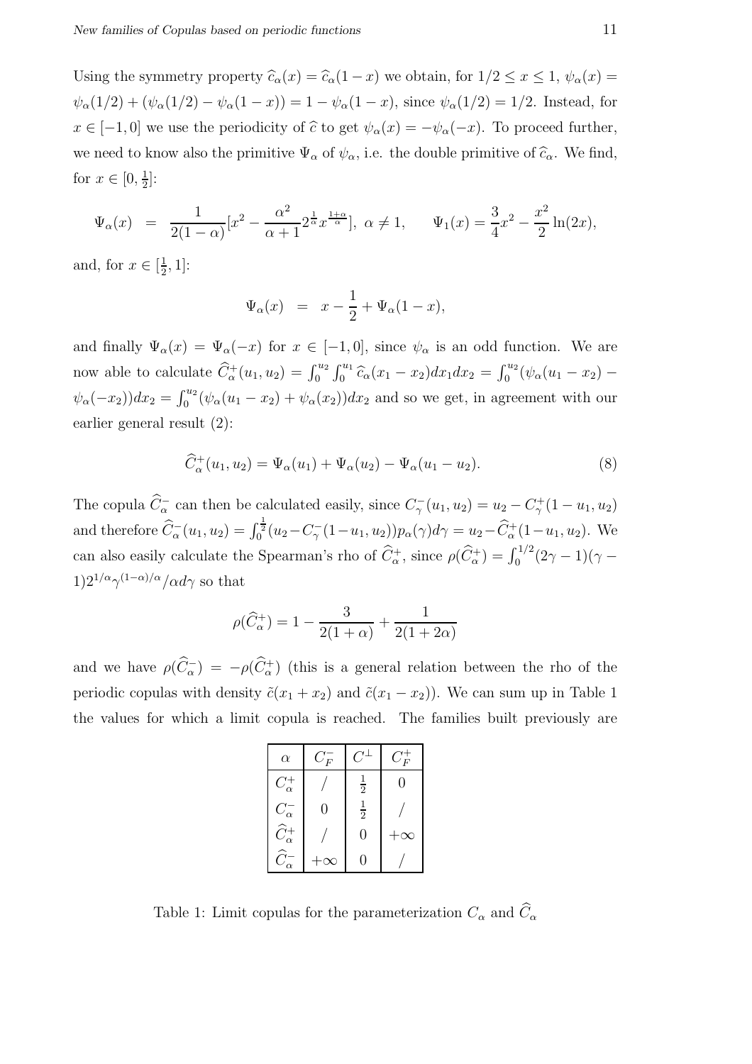Using the symmetry property $\widehat{c}_\alpha(x) = \widehat{c}_\alpha(1-x)$ we obtain, for $1/2 \leq x \leq 1$, $\psi_\alpha(x) = \psi_\alpha(1/2) + (\psi_\alpha(1/2) - \psi_\alpha(1-x)) = 1 - \psi_\alpha(1-x)$, since $\psi_\alpha(1/2) = 1/2$. Instead, for $x \in [-1, 0]$ we use the periodicity of $\widehat{c}$ to get $\psi_\alpha(x) = -\psi_\alpha(-x)$. To proceed further, we need to know also the primitive $\Psi_\alpha$ of $\psi_\alpha$, i.e. the double primitive of $\widehat{c}_\alpha$. We find, for $x \in [0, \frac{1}{2}]$:

$$\Psi_\alpha(x) \;=\; \frac{1}{2(1-\alpha)}[x^2 - \frac{\alpha^2}{\alpha+1} 2^{\frac{1}{\alpha}} x^{\frac{1+\alpha}{\alpha}}],\ \alpha \neq 1, \qquad \Psi_1(x) = \frac{3}{4}x^2 - \frac{x^2}{2}\ln(2x),$$

and, for $x \in [\frac{1}{2}, 1]$:

$$\Psi_\alpha(x) \;=\; x - \frac{1}{2} + \Psi_\alpha(1-x),$$

and finally $\Psi_\alpha(x) = \Psi_\alpha(-x)$ for $x \in [-1, 0]$, since $\psi_\alpha$ is an odd function. We are now able to calculate $\widehat{C}^+_\alpha(u_1, u_2) = \int_0^{u_2} \int_0^{u_1} \widehat{c}_\alpha(x_1 - x_2) dx_1 dx_2 = \int_0^{u_2} (\psi_\alpha(u_1 - x_2) - \psi_\alpha(-x_2)) dx_2 = \int_0^{u_2} (\psi_\alpha(u_1 - x_2) + \psi_\alpha(x_2)) dx_2$ and so we get, in agreement with our earlier general result (2):

$$\widehat{C}^+_\alpha(u_1, u_2) = \Psi_\alpha(u_1) + \Psi_\alpha(u_2) - \Psi_\alpha(u_1 - u_2). \tag{8}$$

The copula $\widehat{C}^-_\alpha$ can then be calculated easily, since $C^-_\gamma(u_1, u_2) = u_2 - C^+_\gamma(1-u_1, u_2)$ and therefore $\widehat{C}^-_\alpha(u_1, u_2) = \int_0^{\frac{1}{2}} (u_2 - C^-_\gamma(1-u_1, u_2)) p_\alpha(\gamma) d\gamma = u_2 - \widehat{C}^+_\alpha(1-u_1, u_2)$. We can also easily calculate the Spearman's rho of $\widehat{C}^+_\alpha$, since $\rho(\widehat{C}^+_\alpha) = \int_0^{1/2} (2\gamma - 1)(\gamma - 1) 2^{1/\alpha} \gamma^{(1-\alpha)/\alpha} / \alpha d\gamma$ so that

$$\rho(\widehat{C}^+_\alpha) = 1 - \frac{3}{2(1+\alpha)} + \frac{1}{2(1+2\alpha)}$$

and we have $\rho(\widehat{C}^-_\alpha) = -\rho(\widehat{C}^+_\alpha)$ (this is a general relation between the rho of the periodic copulas with density $\tilde{c}(x_1 + x_2)$ and $\tilde{c}(x_1 - x_2)$). We can sum up in Table 1 the values for which a limit copula is reached. The families built previously are

| $\alpha$ | $C^-_F$ | $C^\perp$ | $C^+_F$ |
|---|---|---|---|
| $C^+_\alpha$ | / | $\frac{1}{2}$ | $0$ |
| $C^-_\alpha$ | $0$ | $\frac{1}{2}$ | / |
| $\widehat{C}^+_\alpha$ | / | $0$ | $+\infty$ |
| $\widehat{C}^-_\alpha$ | $+\infty$ | $0$ | / |

Table 1: Limit copulas for the parameterization $C_\alpha$ and $\widehat{C}_\alpha$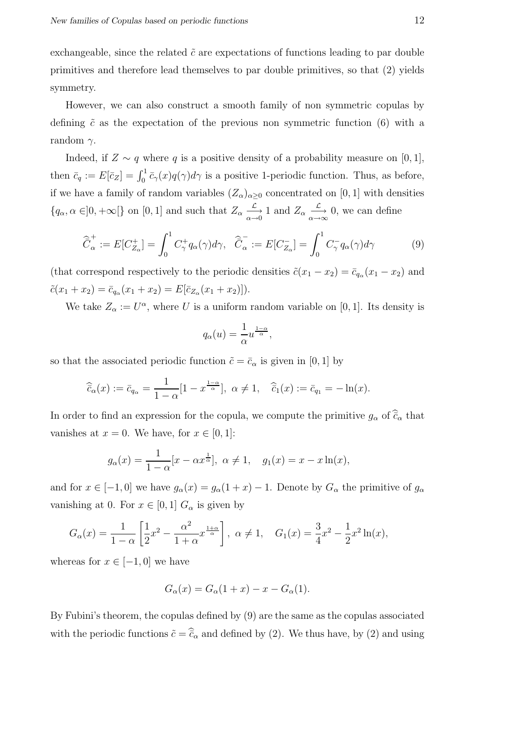exchangeable, since the related $\tilde{c}$ are expectations of functions leading to par double primitives and therefore lead themselves to par double primitives, so that (2) yields symmetry.

However, we can also construct a smooth family of non symmetric copulas by defining $\tilde{c}$ as the expectation of the previous non symmetric function (6) with a random $\gamma$.

Indeed, if $Z \sim q$ where $q$ is a positive density of a probability measure on $[0,1]$, then $\bar{c}_q := E[\bar{c}_Z] = \int_0^1 \bar{c}_\gamma(x) q(\gamma) d\gamma$ is a positive 1-periodic function. Thus, as before, if we have a family of random variables $(Z_\alpha)_{\alpha \geq 0}$ concentrated on $[0,1]$ with densities $\{q_\alpha, \alpha \in ]0,+\infty[\}$ on $[0,1]$ and such that $Z_\alpha \xrightarrow[\alpha\to 0]{\mathcal{L}} 1$ and $Z_\alpha \xrightarrow[\alpha\to\infty]{\mathcal{L}} 0$, we can define

$$\widehat{C}_\alpha^{+} := E[C_{Z_\alpha}^{+}] = \int_0^1 C_\gamma^{+} q_\alpha(\gamma) d\gamma, \quad \widehat{C}_\alpha^{-} := E[C_{Z_\alpha}^{-}] = \int_0^1 C_\gamma^{-} q_\alpha(\gamma) d\gamma \tag{9}$$

(that correspond respectively to the periodic densities $\tilde{c}(x_1 - x_2) = \bar{c}_{q_\alpha}(x_1 - x_2)$ and $\tilde{c}(x_1 + x_2) = \bar{c}_{q_\alpha}(x_1 + x_2) = E[\bar{c}_{Z_\alpha}(x_1 + x_2)]$).

We take $Z_\alpha := U^\alpha$, where $U$ is a uniform random variable on $[0,1]$. Its density is

$$q_\alpha(u) = \frac{1}{\alpha} u^{\frac{1-\alpha}{\alpha}},$$

so that the associated periodic function $\tilde{c} = \bar{c}_\alpha$ is given in $[0,1]$ by

$$\widehat{c}_\alpha(x) := \bar{c}_{q_\alpha} = \frac{1}{1-\alpha}[1 - x^{\frac{1-\alpha}{\alpha}}], \ \alpha \neq 1, \quad \widehat{c}_1(x) := \bar{c}_{q_1} = -\ln(x).$$

In order to find an expression for the copula, we compute the primitive $g_\alpha$ of $\widehat{c}_\alpha$ that vanishes at $x = 0$. We have, for $x \in [0,1]$:

$$g_\alpha(x) = \frac{1}{1-\alpha}[x - \alpha x^{\frac{1}{\alpha}}], \ \alpha \neq 1, \quad g_1(x) = x - x\ln(x),$$

and for $x \in [-1,0]$ we have $g_\alpha(x) = g_\alpha(1+x) - 1$. Denote by $G_\alpha$ the primitive of $g_\alpha$ vanishing at 0. For $x \in [0,1]$ $G_\alpha$ is given by

$$G_\alpha(x) = \frac{1}{1-\alpha}\left[\frac{1}{2}x^2 - \frac{\alpha^2}{1+\alpha} x^{\frac{1+\alpha}{\alpha}}\right], \ \alpha \neq 1, \quad G_1(x) = \frac{3}{4}x^2 - \frac{1}{2}x^2\ln(x),$$

whereas for $x \in [-1,0]$ we have

$$G_\alpha(x) = G_\alpha(1+x) - x - G_\alpha(1).$$

By Fubini's theorem, the copulas defined by (9) are the same as the copulas associated with the periodic functions $\tilde{c} = \widehat{c}_\alpha$ and defined by (2). We thus have, by (2) and using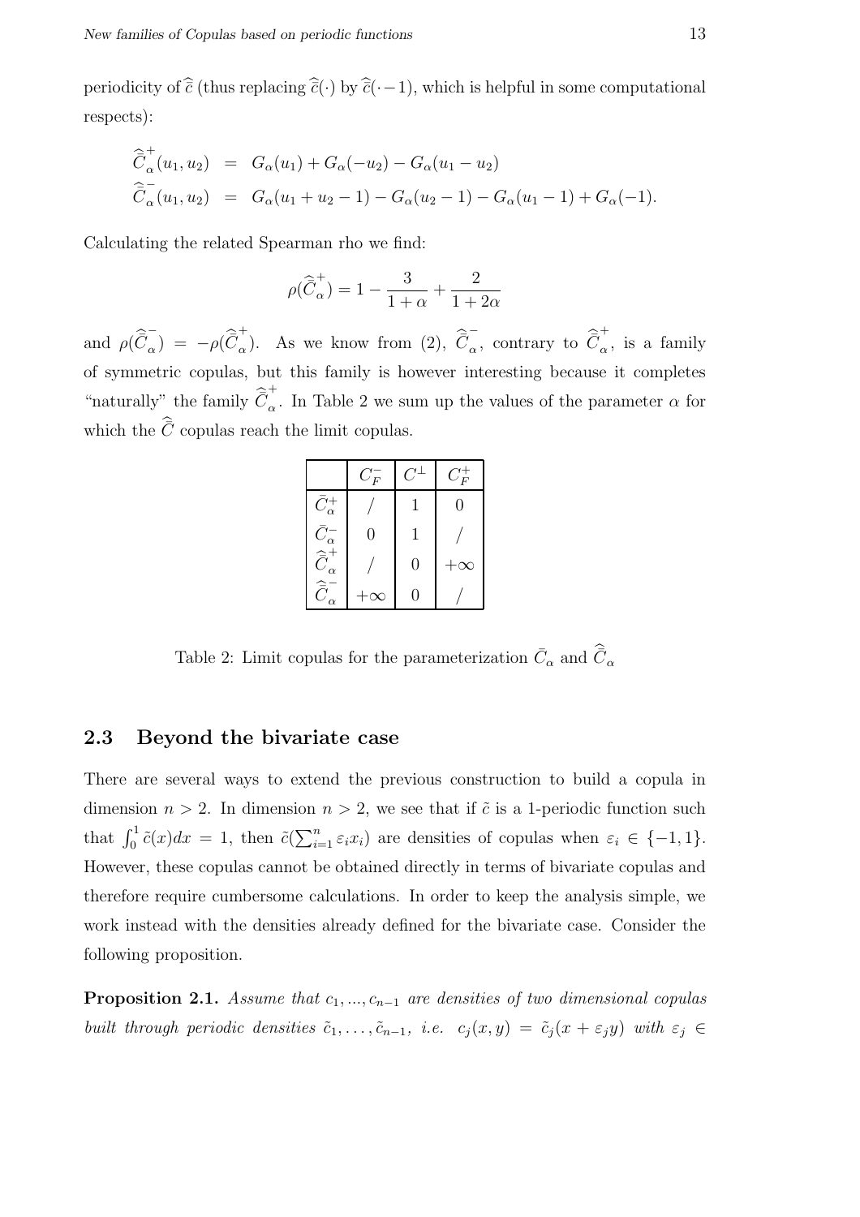periodicity of $\widehat{\tilde{c}}$ (thus replacing $\widehat{\tilde{c}}(\cdot)$ by $\widehat{\tilde{c}}(\cdot - 1)$, which is helpful in some computational respects):

$$
\begin{aligned}
\widehat{\tilde{C}}^{+}_{\alpha}(u_1, u_2) &= G_\alpha(u_1) + G_\alpha(-u_2) - G_\alpha(u_1 - u_2) \\
\widehat{\tilde{C}}^{-}_{\alpha}(u_1, u_2) &= G_\alpha(u_1 + u_2 - 1) - G_\alpha(u_2 - 1) - G_\alpha(u_1 - 1) + G_\alpha(-1).
\end{aligned}
$$

Calculating the related Spearman rho we find:

$$
\rho(\widehat{\tilde{C}}^{+}_{\alpha}) = 1 - \frac{3}{1+\alpha} + \frac{2}{1+2\alpha}
$$

and $\rho(\widehat{\tilde{C}}^{-}_{\alpha}) = -\rho(\widehat{\tilde{C}}^{+}_{\alpha})$. As we know from (2), $\widehat{\tilde{C}}^{-}_{\alpha}$, contrary to $\widehat{\tilde{C}}^{+}_{\alpha}$, is a family of symmetric copulas, but this family is however interesting because it completes "naturally" the family $\widehat{\tilde{C}}^{+}_{\alpha}$. In Table 2 we sum up the values of the parameter $\alpha$ for which the $\widehat{\tilde{C}}$ copulas reach the limit copulas.

| | $C_F^-$ | $C^\perp$ | $C_F^+$ |
|---|---|---|---|
| $\bar{C}^+_\alpha$ | / | 1 | 0 |
| $\bar{C}^-_\alpha$ | 0 | 1 | / |
| $\widehat{\tilde{C}}^{+}_{\alpha}$ | / | 0 | $+\infty$ |
| $\widehat{\tilde{C}}^{-}_{\alpha}$ | $+\infty$ | 0 | / |

Table 2: Limit copulas for the parameterization $\bar{C}_\alpha$ and $\widehat{\tilde{C}}_\alpha$

## 2.3 Beyond the bivariate case

There are several ways to extend the previous construction to build a copula in dimension $n > 2$. In dimension $n > 2$, we see that if $\tilde{c}$ is a 1-periodic function such that $\int_0^1 \tilde{c}(x)dx = 1$, then $\tilde{c}(\sum_{i=1}^n \varepsilon_i x_i)$ are densities of copulas when $\varepsilon_i \in \{-1, 1\}$. However, these copulas cannot be obtained directly in terms of bivariate copulas and therefore require cumbersome calculations. In order to keep the analysis simple, we work instead with the densities already defined for the bivariate case. Consider the following proposition.

**Proposition 2.1.** *Assume that $c_1, ..., c_{n-1}$ are densities of two dimensional copulas built through periodic densities $\tilde{c}_1, \ldots, \tilde{c}_{n-1}$, i.e. $c_j(x, y) = \tilde{c}_j(x + \varepsilon_j y)$ with $\varepsilon_j \in$*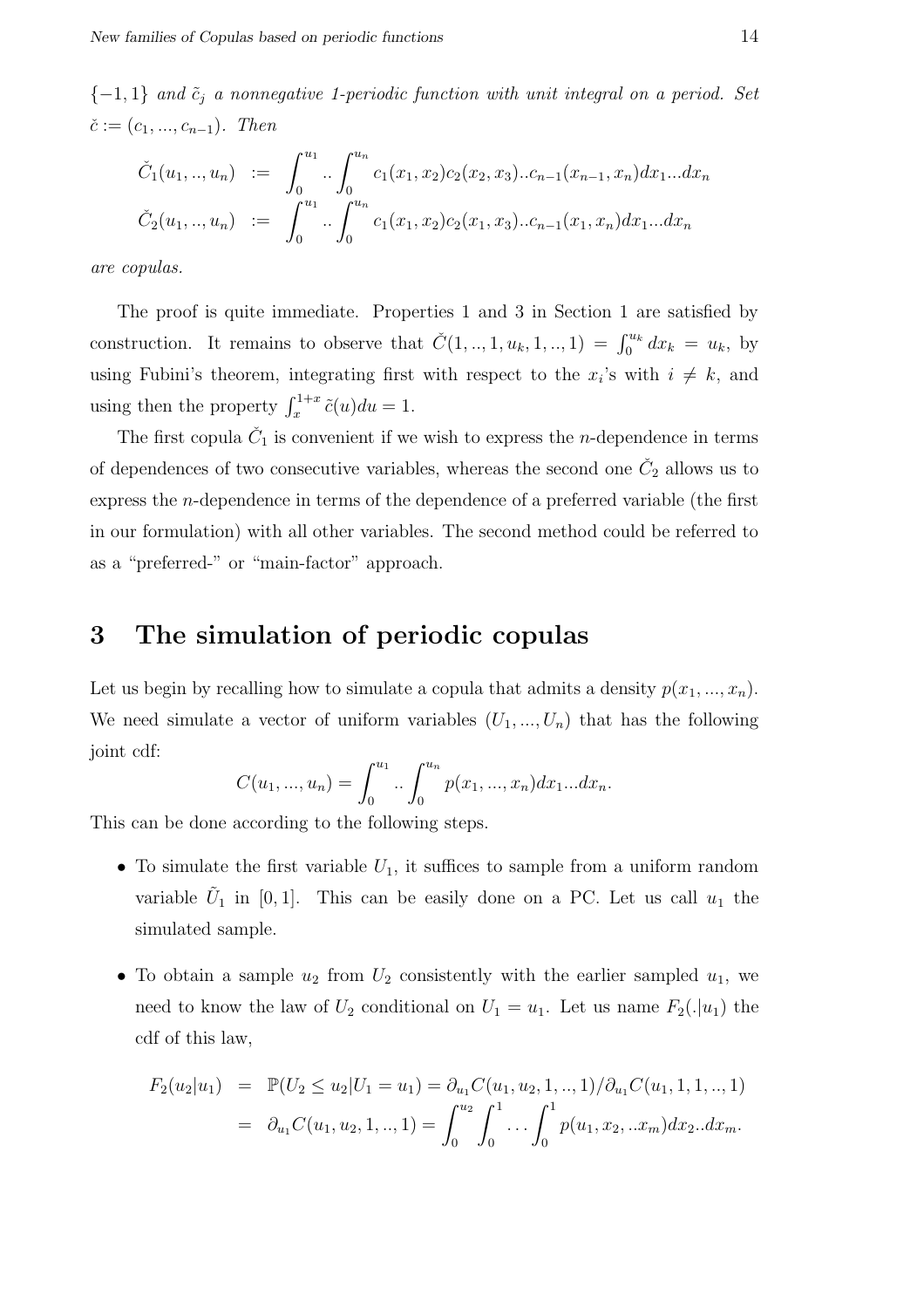$\{-1, 1\}$ *and* $\tilde{c}_j$ *a nonnegative 1-periodic function with unit integral on a period. Set* $\check{c} := (c_1, ..., c_{n-1})$*. Then*

$$
\begin{aligned}
\check{C}_1(u_1, .., u_n) &:= \int_0^{u_1} .. \int_0^{u_n} c_1(x_1, x_2) c_2(x_2, x_3) .. c_{n-1}(x_{n-1}, x_n) dx_1 ... dx_n \\
\check{C}_2(u_1, .., u_n) &:= \int_0^{u_1} .. \int_0^{u_n} c_1(x_1, x_2) c_2(x_1, x_3) .. c_{n-1}(x_1, x_n) dx_1 ... dx_n
\end{aligned}
$$

*are copulas.*

The proof is quite immediate. Properties 1 and 3 in Section 1 are satisfied by construction. It remains to observe that $\check{C}(1, .., 1, u_k, 1, .., 1) = \int_0^{u_k} dx_k = u_k$, by using Fubini's theorem, integrating first with respect to the $x_i$'s with $i \neq k$, and using then the property $\int_x^{1+x} \tilde{c}(u) du = 1$.

The first copula $\check{C}_1$ is convenient if we wish to express the $n$-dependence in terms of dependences of two consecutive variables, whereas the second one $\check{C}_2$ allows us to express the $n$-dependence in terms of the dependence of a preferred variable (the first in our formulation) with all other variables. The second method could be referred to as a "preferred-" or "main-factor" approach.

# 3 The simulation of periodic copulas

Let us begin by recalling how to simulate a copula that admits a density $p(x_1, ..., x_n)$. We need simulate a vector of uniform variables $(U_1, ..., U_n)$ that has the following joint cdf:

$$
C(u_1, ..., u_n) = \int_0^{u_1} .. \int_0^{u_n} p(x_1, ..., x_n) dx_1 ... dx_n.
$$

This can be done according to the following steps.

- To simulate the first variable $U_1$, it suffices to sample from a uniform random variable $\tilde{U}_1$ in $[0, 1]$. This can be easily done on a PC. Let us call $u_1$ the simulated sample.

- To obtain a sample $u_2$ from $U_2$ consistently with the earlier sampled $u_1$, we need to know the law of $U_2$ conditional on $U_1 = u_1$. Let us name $F_2(.|u_1)$ the cdf of this law,

$$
\begin{aligned}
F_2(u_2|u_1) &= \mathbb{P}(U_2 \leq u_2 | U_1 = u_1) = \partial_{u_1} C(u_1, u_2, 1, .., 1) / \partial_{u_1} C(u_1, 1, 1, .., 1) \\
&= \partial_{u_1} C(u_1, u_2, 1, .., 1) = \int_0^{u_2} \int_0^1 \ldots \int_0^1 p(u_1, x_2, ..x_m) dx_2 .. dx_m.
\end{aligned}
$$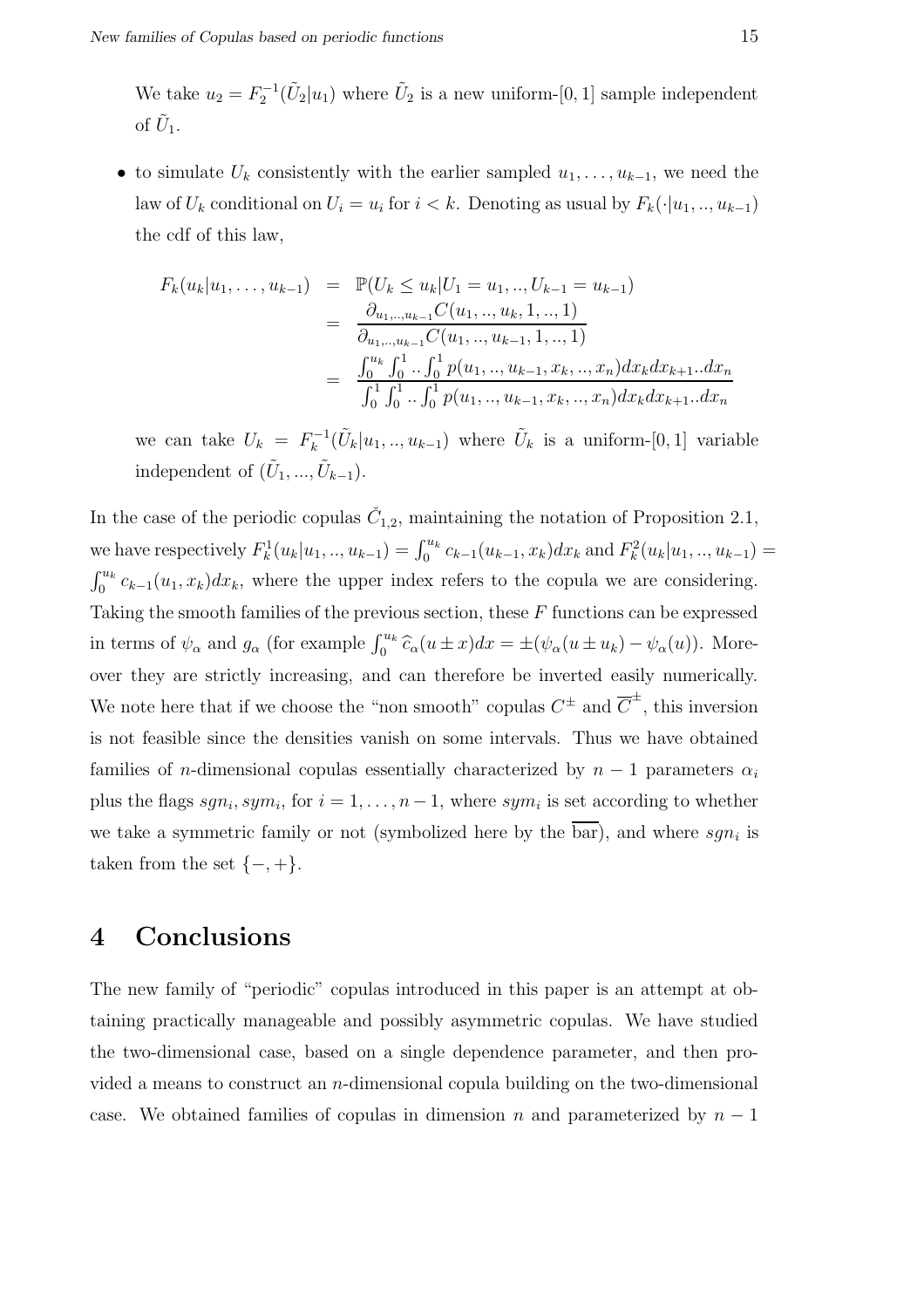We take $u_2 = F_2^{-1}(\tilde{U}_2|u_1)$ where $\tilde{U}_2$ is a new uniform-$[0,1]$ sample independent of $\tilde{U}_1$.

- to simulate $U_k$ consistently with the earlier sampled $u_1, \ldots, u_{k-1}$, we need the law of $U_k$ conditional on $U_i = u_i$ for $i < k$. Denoting as usual by $F_k(\cdot|u_1, .., u_{k-1})$ the cdf of this law,

$$
\begin{aligned}
F_k(u_k|u_1, \ldots, u_{k-1}) &= \mathbb{P}(U_k \leq u_k | U_1 = u_1, .., U_{k-1} = u_{k-1}) \\
&= \frac{\partial_{u_1,..,u_{k-1}} C(u_1, .., u_k, 1, .., 1)}{\partial_{u_1,..,u_{k-1}} C(u_1, .., u_{k-1}, 1, .., 1)} \\
&= \frac{\int_0^{u_k} \int_0^1 .. \int_0^1 p(u_1, .., u_{k-1}, x_k, .., x_n) dx_k dx_{k+1} .. dx_n}{\int_0^1 \int_0^1 .. \int_0^1 p(u_1, .., u_{k-1}, x_k, .., x_n) dx_k dx_{k+1} .. dx_n}
\end{aligned}
$$

  we can take $U_k = F_k^{-1}(\tilde{U}_k|u_1, .., u_{k-1})$ where $\tilde{U}_k$ is a uniform-$[0,1]$ variable independent of $(\tilde{U}_1, ..., \tilde{U}_{k-1})$.

In the case of the periodic copulas $\check{C}_{1,2}$, maintaining the notation of Proposition 2.1, we have respectively $F_k^1(u_k|u_1, .., u_{k-1}) = \int_0^{u_k} c_{k-1}(u_{k-1}, x_k)dx_k$ and $F_k^2(u_k|u_1, .., u_{k-1}) = \int_0^{u_k} c_{k-1}(u_1, x_k)dx_k$, where the upper index refers to the copula we are considering. Taking the smooth families of the previous section, these $F$ functions can be expressed in terms of $\psi_\alpha$ and $g_\alpha$ (for example $\int_0^{u_k} \widehat{c}_\alpha(u \pm x)dx = \pm(\psi_\alpha(u \pm u_k) - \psi_\alpha(u))$. Moreover they are strictly increasing, and can therefore be inverted easily numerically. We note here that if we choose the "non smooth" copulas $C^{\pm}$ and $\overline{C}^{\pm}$, this inversion is not feasible since the densities vanish on some intervals. Thus we have obtained families of $n$-dimensional copulas essentially characterized by $n-1$ parameters $\alpha_i$ plus the flags $sgn_i, sym_i$, for $i = 1, \ldots, n-1$, where $sym_i$ is set according to whether we take a symmetric family or not (symbolized here by the $\overline{\text{bar}}$), and where $sgn_i$ is taken from the set $\{-, +\}$.

# 4 Conclusions

The new family of "periodic" copulas introduced in this paper is an attempt at obtaining practically manageable and possibly asymmetric copulas. We have studied the two-dimensional case, based on a single dependence parameter, and then provided a means to construct an $n$-dimensional copula building on the two-dimensional case. We obtained families of copulas in dimension $n$ and parameterized by $n-1$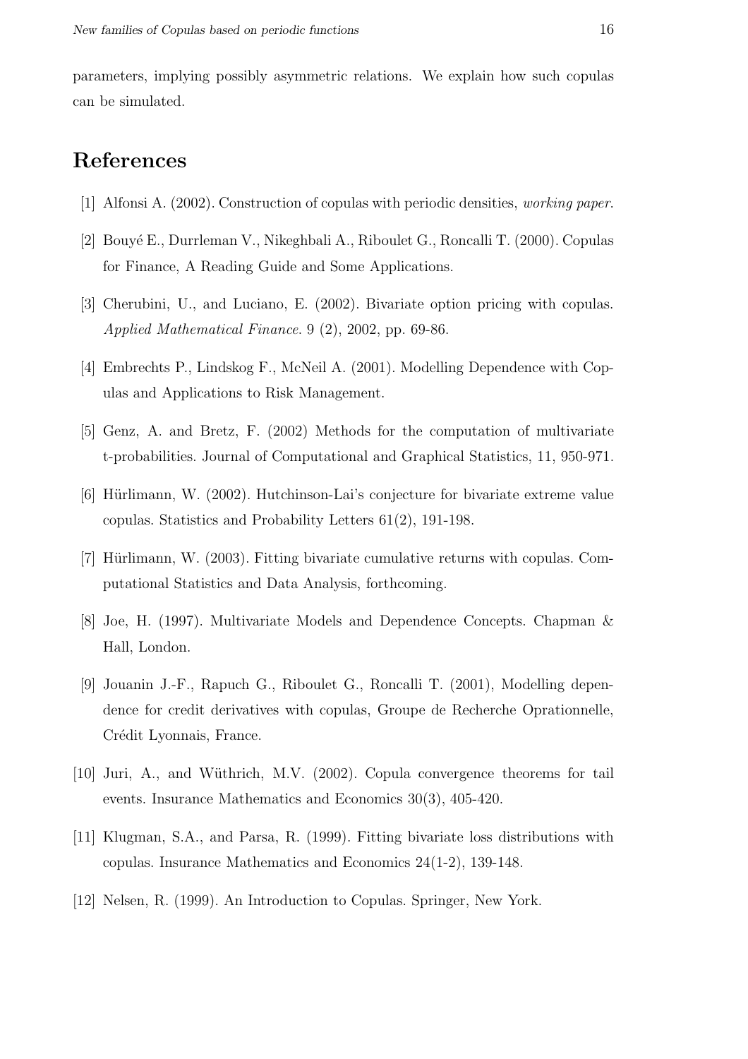parameters, implying possibly asymmetric relations. We explain how such copulas can be simulated.

# References

[1] Alfonsi A. (2002). Construction of copulas with periodic densities, *working paper*.

[2] Bouyé E., Durrleman V., Nikeghbali A., Riboulet G., Roncalli T. (2000). Copulas for Finance, A Reading Guide and Some Applications.

[3] Cherubini, U., and Luciano, E. (2002). Bivariate option pricing with copulas. *Applied Mathematical Finance*. 9 (2), 2002, pp. 69-86.

[4] Embrechts P., Lindskog F., McNeil A. (2001). Modelling Dependence with Copulas and Applications to Risk Management.

[5] Genz, A. and Bretz, F. (2002) Methods for the computation of multivariate t-probabilities. Journal of Computational and Graphical Statistics, 11, 950-971.

[6] Hürlimann, W. (2002). Hutchinson-Lai's conjecture for bivariate extreme value copulas. Statistics and Probability Letters 61(2), 191-198.

[7] Hürlimann, W. (2003). Fitting bivariate cumulative returns with copulas. Computational Statistics and Data Analysis, forthcoming.

[8] Joe, H. (1997). Multivariate Models and Dependence Concepts. Chapman & Hall, London.

[9] Jouanin J.-F., Rapuch G., Riboulet G., Roncalli T. (2001), Modelling dependence for credit derivatives with copulas, Groupe de Recherche Oprationnelle, Crédit Lyonnais, France.

[10] Juri, A., and Wüthrich, M.V. (2002). Copula convergence theorems for tail events. Insurance Mathematics and Economics 30(3), 405-420.

[11] Klugman, S.A., and Parsa, R. (1999). Fitting bivariate loss distributions with copulas. Insurance Mathematics and Economics 24(1-2), 139-148.

[12] Nelsen, R. (1999). An Introduction to Copulas. Springer, New York.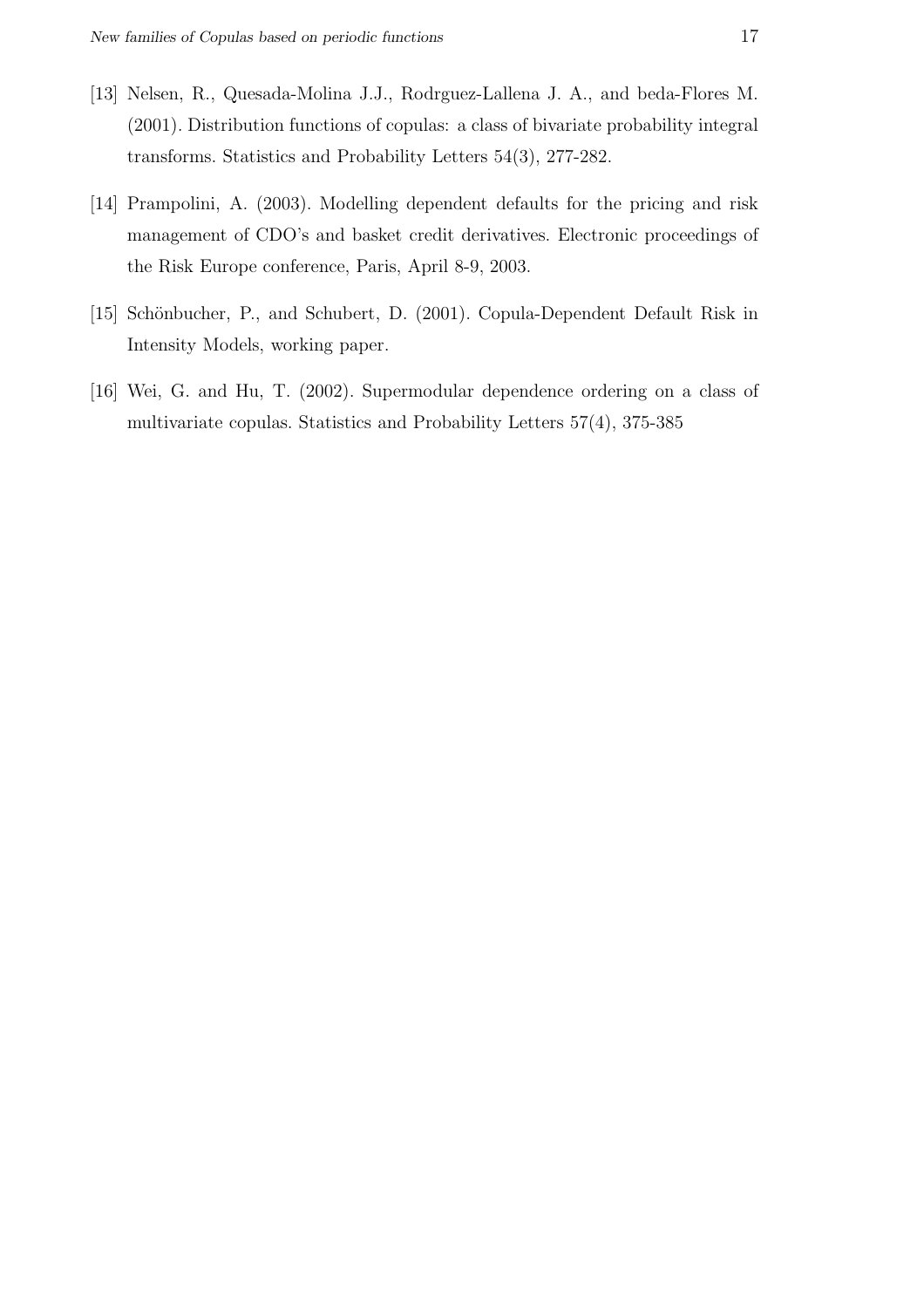[13] Nelsen, R., Quesada-Molina J.J., Rodrguez-Lallena J. A., and beda-Flores M. (2001). Distribution functions of copulas: a class of bivariate probability integral transforms. Statistics and Probability Letters 54(3), 277-282.

[14] Prampolini, A. (2003). Modelling dependent defaults for the pricing and risk management of CDO's and basket credit derivatives. Electronic proceedings of the Risk Europe conference, Paris, April 8-9, 2003.

[15] Schönbucher, P., and Schubert, D. (2001). Copula-Dependent Default Risk in Intensity Models, working paper.

[16] Wei, G. and Hu, T. (2002). Supermodular dependence ordering on a class of multivariate copulas. Statistics and Probability Letters 57(4), 375-385